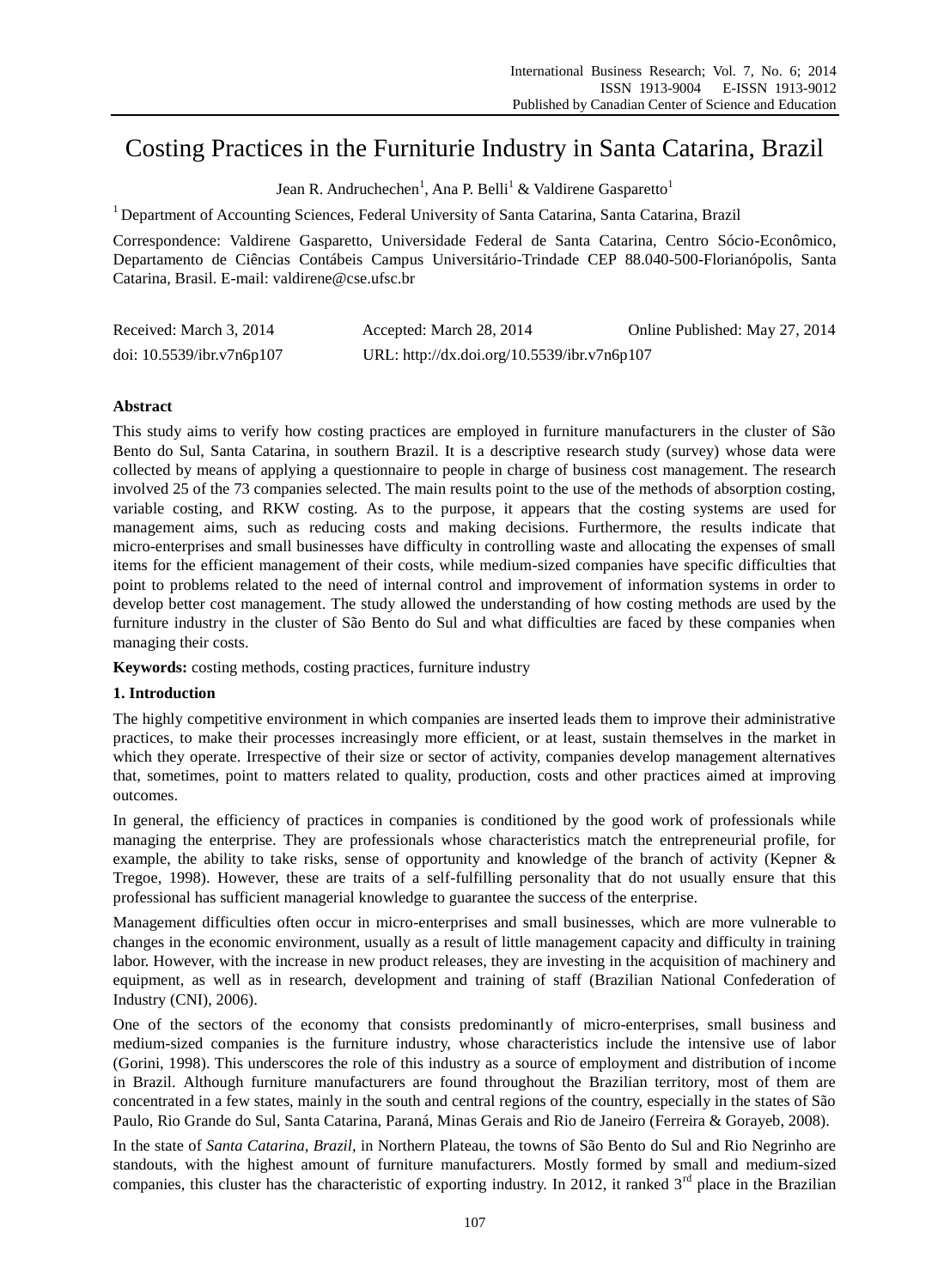# Costing Practices in the Furniturie Industry in Santa Catarina, Brazil

Jean R. Andruchechen[1], Ana P. Belli[1] & Valdirene Gasparetto[1]

[1] Department of Accounting Sciences, Federal University of Santa Catarina, Santa Catarina, Brazil

Correspondence: Valdirene Gasparetto, Universidade Federal de Santa Catarina, Centro Sócio-Econômico, Departamento de Ciências Contábeis Campus Universitário-Trindade CEP 88.040-500-Florianópolis, Santa Catarina, Brasil. E-mail: valdirene@cse.ufsc.br

Received: March 3, 2014 Accepted: March 28, 2014 Online Published: May 27, 2014

doi: 10.5539/ibr.v7n6p107 URL: http://dx.doi.org/10.5539/ibr.v7n6p107

## Abstract

This study aims to verify how costing practices are employed in furniture manufacturers in the cluster of São Bento do Sul, Santa Catarina, in southern Brazil. It is a descriptive research study (survey) whose data were collected by means of applying a questionnaire to people in charge of business cost management. The research involved 25 of the 73 companies selected. The main results point to the use of the methods of absorption costing, variable costing, and RKW costing. As to the purpose, it appears that the costing systems are used for management aims, such as reducing costs and making decisions. Furthermore, the results indicate that micro-enterprises and small businesses have difficulty in controlling waste and allocating the expenses of small items for the efficient management of their costs, while medium-sized companies have specific difficulties that point to problems related to the need of internal control and improvement of information systems in order to develop better cost management. The study allowed the understanding of how costing methods are used by the furniture industry in the cluster of São Bento do Sul and what difficulties are faced by these companies when managing their costs.

**Keywords:** costing methods, costing practices, furniture industry

## 1. Introduction

The highly competitive environment in which companies are inserted leads them to improve their administrative practices, to make their processes increasingly more efficient, or at least, sustain themselves in the market in which they operate. Irrespective of their size or sector of activity, companies develop management alternatives that, sometimes, point to matters related to quality, production, costs and other practices aimed at improving outcomes.

In general, the efficiency of practices in companies is conditioned by the good work of professionals while managing the enterprise. They are professionals whose characteristics match the entrepreneurial profile, for example, the ability to take risks, sense of opportunity and knowledge of the branch of activity (Kepner & Tregoe, 1998). However, these are traits of a self-fulfilling personality that do not usually ensure that this professional has sufficient managerial knowledge to guarantee the success of the enterprise.

Management difficulties often occur in micro-enterprises and small businesses, which are more vulnerable to changes in the economic environment, usually as a result of little management capacity and difficulty in training labor. However, with the increase in new product releases, they are investing in the acquisition of machinery and equipment, as well as in research, development and training of staff (Brazilian National Confederation of Industry (CNI), 2006).

One of the sectors of the economy that consists predominantly of micro-enterprises, small business and medium-sized companies is the furniture industry, whose characteristics include the intensive use of labor (Gorini, 1998). This underscores the role of this industry as a source of employment and distribution of income in Brazil. Although furniture manufacturers are found throughout the Brazilian territory, most of them are concentrated in a few states, mainly in the south and central regions of the country, especially in the states of São Paulo, Rio Grande do Sul, Santa Catarina, Paraná, Minas Gerais and Rio de Janeiro (Ferreira & Gorayeb, 2008).

In the state of *Santa Catarina, Brazil*, in Northern Plateau, the towns of São Bento do Sul and Rio Negrinho are standouts, with the highest amount of furniture manufacturers. Mostly formed by small and medium-sized companies, this cluster has the characteristic of exporting industry. In 2012, it ranked 3rd place in the Brazilian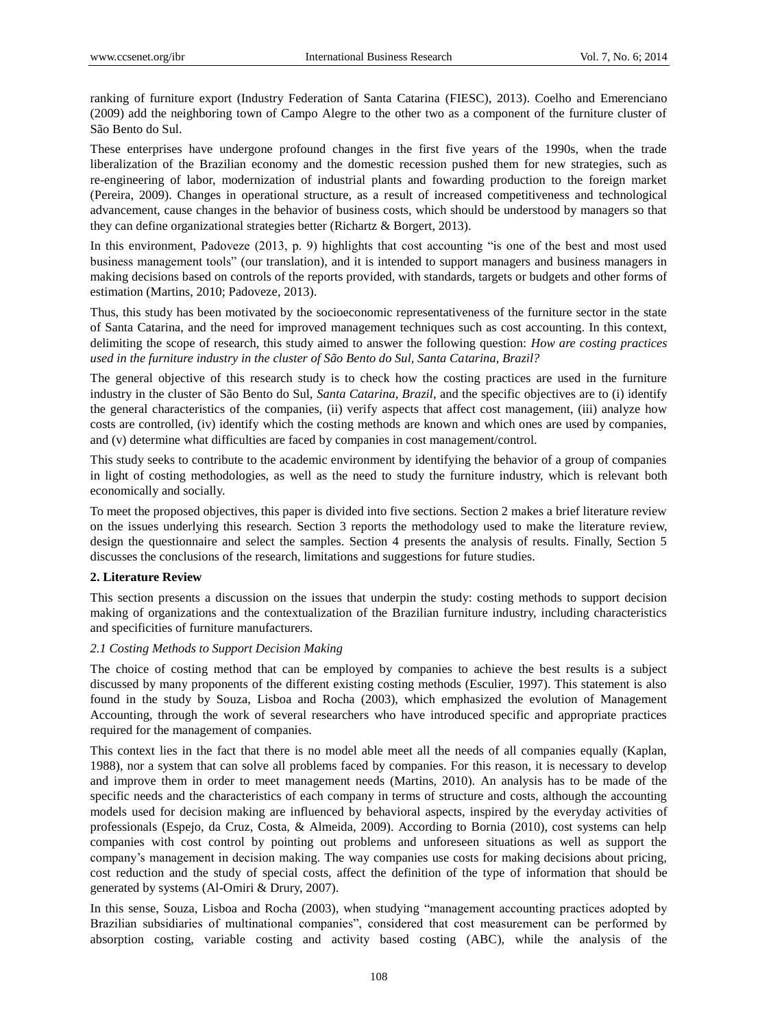ranking of furniture export (Industry Federation of Santa Catarina (FIESC), 2013). Coelho and Emerenciano (2009) add the neighboring town of Campo Alegre to the other two as a component of the furniture cluster of São Bento do Sul.

These enterprises have undergone profound changes in the first five years of the 1990s, when the trade liberalization of the Brazilian economy and the domestic recession pushed them for new strategies, such as re-engineering of labor, modernization of industrial plants and fowarding production to the foreign market (Pereira, 2009). Changes in operational structure, as a result of increased competitiveness and technological advancement, cause changes in the behavior of business costs, which should be understood by managers so that they can define organizational strategies better (Richartz & Borgert, 2013).

In this environment, Padoveze (2013, p. 9) highlights that cost accounting "is one of the best and most used business management tools" (our translation), and it is intended to support managers and business managers in making decisions based on controls of the reports provided, with standards, targets or budgets and other forms of estimation (Martins, 2010; Padoveze, 2013).

Thus, this study has been motivated by the socioeconomic representativeness of the furniture sector in the state of Santa Catarina, and the need for improved management techniques such as cost accounting. In this context, delimiting the scope of research, this study aimed to answer the following question: *How are costing practices used in the furniture industry in the cluster of São Bento do Sul, Santa Catarina, Brazil?*

The general objective of this research study is to check how the costing practices are used in the furniture industry in the cluster of São Bento do Sul, *Santa Catarina, Brazil*, and the specific objectives are to (i) identify the general characteristics of the companies, (ii) verify aspects that affect cost management, (iii) analyze how costs are controlled, (iv) identify which the costing methods are known and which ones are used by companies, and (v) determine what difficulties are faced by companies in cost management/control.

This study seeks to contribute to the academic environment by identifying the behavior of a group of companies in light of costing methodologies, as well as the need to study the furniture industry, which is relevant both economically and socially.

To meet the proposed objectives, this paper is divided into five sections. Section 2 makes a brief literature review on the issues underlying this research. Section 3 reports the methodology used to make the literature review, design the questionnaire and select the samples. Section 4 presents the analysis of results. Finally, Section 5 discusses the conclusions of the research, limitations and suggestions for future studies.

## 2. Literature Review

This section presents a discussion on the issues that underpin the study: costing methods to support decision making of organizations and the contextualization of the Brazilian furniture industry, including characteristics and specificities of furniture manufacturers.

### *2.1 Costing Methods to Support Decision Making*

The choice of costing method that can be employed by companies to achieve the best results is a subject discussed by many proponents of the different existing costing methods (Esculier, 1997). This statement is also found in the study by Souza, Lisboa and Rocha (2003), which emphasized the evolution of Management Accounting, through the work of several researchers who have introduced specific and appropriate practices required for the management of companies.

This context lies in the fact that there is no model able meet all the needs of all companies equally (Kaplan, 1988), nor a system that can solve all problems faced by companies. For this reason, it is necessary to develop and improve them in order to meet management needs (Martins, 2010). An analysis has to be made of the specific needs and the characteristics of each company in terms of structure and costs, although the accounting models used for decision making are influenced by behavioral aspects, inspired by the everyday activities of professionals (Espejo, da Cruz, Costa, & Almeida, 2009). According to Bornia (2010), cost systems can help companies with cost control by pointing out problems and unforeseen situations as well as support the company's management in decision making. The way companies use costs for making decisions about pricing, cost reduction and the study of special costs, affect the definition of the type of information that should be generated by systems (Al-Omiri & Drury, 2007).

In this sense, Souza, Lisboa and Rocha (2003), when studying "management accounting practices adopted by Brazilian subsidiaries of multinational companies", considered that cost measurement can be performed by absorption costing, variable costing and activity based costing (ABC), while the analysis of the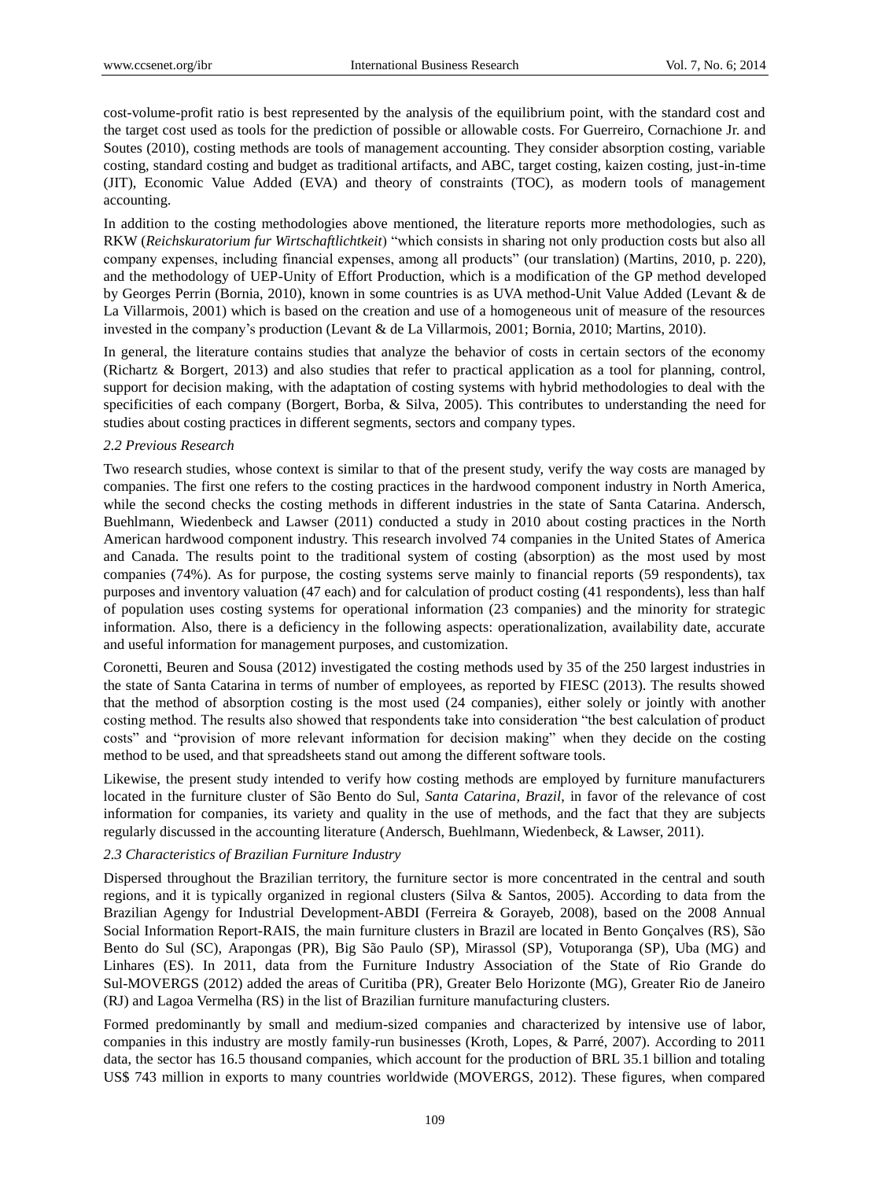cost-volume-profit ratio is best represented by the analysis of the equilibrium point, with the standard cost and the target cost used as tools for the prediction of possible or allowable costs. For Guerreiro, Cornachione Jr. and Soutes (2010), costing methods are tools of management accounting. They consider absorption costing, variable costing, standard costing and budget as traditional artifacts, and ABC, target costing, kaizen costing, just-in-time (JIT), Economic Value Added (EVA) and theory of constraints (TOC), as modern tools of management accounting.

In addition to the costing methodologies above mentioned, the literature reports more methodologies, such as RKW (*Reichskuratorium fur Wirtschaftlichkeit*) "which consists in sharing not only production costs but also all company expenses, including financial expenses, among all products" (our translation) (Martins, 2010, p. 220), and the methodology of UEP-Unity of Effort Production, which is a modification of the GP method developed by Georges Perrin (Bornia, 2010), known in some countries is as UVA method-Unit Value Added (Levant & de La Villarmois, 2001) which is based on the creation and use of a homogeneous unit of measure of the resources invested in the company's production (Levant & de La Villarmois, 2001; Bornia, 2010; Martins, 2010).

In general, the literature contains studies that analyze the behavior of costs in certain sectors of the economy (Richartz & Borgert, 2013) and also studies that refer to practical application as a tool for planning, control, support for decision making, with the adaptation of costing systems with hybrid methodologies to deal with the specificities of each company (Borgert, Borba, & Silva, 2005). This contributes to understanding the need for studies about costing practices in different segments, sectors and company types.

### *2.2 Previous Research*

Two research studies, whose context is similar to that of the present study, verify the way costs are managed by companies. The first one refers to the costing practices in the hardwood component industry in North America, while the second checks the costing methods in different industries in the state of Santa Catarina. Andersch, Buehlmann, Wiedenbeck and Lawser (2011) conducted a study in 2010 about costing practices in the North American hardwood component industry. This research involved 74 companies in the United States of America and Canada. The results point to the traditional system of costing (absorption) as the most used by most companies (74%). As for purpose, the costing systems serve mainly to financial reports (59 respondents), tax purposes and inventory valuation (47 each) and for calculation of product costing (41 respondents), less than half of population uses costing systems for operational information (23 companies) and the minority for strategic information. Also, there is a deficiency in the following aspects: operationalization, availability date, accurate and useful information for management purposes, and customization.

Coronetti, Beuren and Sousa (2012) investigated the costing methods used by 35 of the 250 largest industries in the state of Santa Catarina in terms of number of employees, as reported by FIESC (2013). The results showed that the method of absorption costing is the most used (24 companies), either solely or jointly with another costing method. The results also showed that respondents take into consideration "the best calculation of product costs" and "provision of more relevant information for decision making" when they decide on the costing method to be used, and that spreadsheets stand out among the different software tools.

Likewise, the present study intended to verify how costing methods are employed by furniture manufacturers located in the furniture cluster of São Bento do Sul, *Santa Catarina, Brazil*, in favor of the relevance of cost information for companies, its variety and quality in the use of methods, and the fact that they are subjects regularly discussed in the accounting literature (Andersch, Buehlmann, Wiedenbeck, & Lawser, 2011).

### *2.3 Characteristics of Brazilian Furniture Industry*

Dispersed throughout the Brazilian territory, the furniture sector is more concentrated in the central and south regions, and it is typically organized in regional clusters (Silva & Santos, 2005). According to data from the Brazilian Agengy for Industrial Development-ABDI (Ferreira & Gorayeb, 2008), based on the 2008 Annual Social Information Report-RAIS, the main furniture clusters in Brazil are located in Bento Gonçalves (RS), São Bento do Sul (SC), Arapongas (PR), Big São Paulo (SP), Mirassol (SP), Votuporanga (SP), Uba (MG) and Linhares (ES). In 2011, data from the Furniture Industry Association of the State of Rio Grande do Sul-MOVERGS (2012) added the areas of Curitiba (PR), Greater Belo Horizonte (MG), Greater Rio de Janeiro (RJ) and Lagoa Vermelha (RS) in the list of Brazilian furniture manufacturing clusters.

Formed predominantly by small and medium-sized companies and characterized by intensive use of labor, companies in this industry are mostly family-run businesses (Kroth, Lopes, & Parré, 2007). According to 2011 data, the sector has 16.5 thousand companies, which account for the production of BRL 35.1 billion and totaling US$ 743 million in exports to many countries worldwide (MOVERGS, 2012). These figures, when compared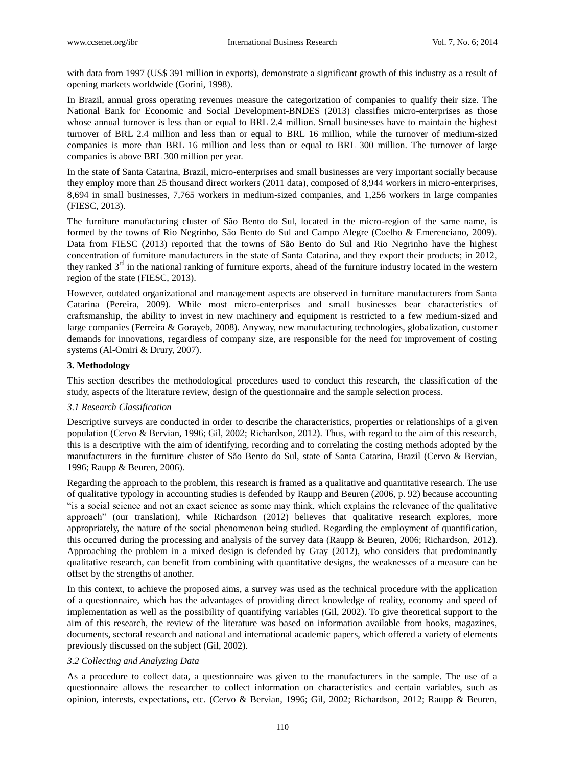with data from 1997 (US$ 391 million in exports), demonstrate a significant growth of this industry as a result of opening markets worldwide (Gorini, 1998).

In Brazil, annual gross operating revenues measure the categorization of companies to qualify their size. The National Bank for Economic and Social Development-BNDES (2013) classifies micro-enterprises as those whose annual turnover is less than or equal to BRL 2.4 million. Small businesses have to maintain the highest turnover of BRL 2.4 million and less than or equal to BRL 16 million, while the turnover of medium-sized companies is more than BRL 16 million and less than or equal to BRL 300 million. The turnover of large companies is above BRL 300 million per year.

In the state of Santa Catarina, Brazil, micro-enterprises and small businesses are very important socially because they employ more than 25 thousand direct workers (2011 data), composed of 8,944 workers in micro-enterprises, 8,694 in small businesses, 7,765 workers in medium-sized companies, and 1,256 workers in large companies (FIESC, 2013).

The furniture manufacturing cluster of São Bento do Sul, located in the micro-region of the same name, is formed by the towns of Rio Negrinho, São Bento do Sul and Campo Alegre (Coelho & Emerenciano, 2009). Data from FIESC (2013) reported that the towns of São Bento do Sul and Rio Negrinho have the highest concentration of furniture manufacturers in the state of Santa Catarina, and they export their products; in 2012, they ranked 3rd in the national ranking of furniture exports, ahead of the furniture industry located in the western region of the state (FIESC, 2013).

However, outdated organizational and management aspects are observed in furniture manufacturers from Santa Catarina (Pereira, 2009). While most micro-enterprises and small businesses bear characteristics of craftsmanship, the ability to invest in new machinery and equipment is restricted to a few medium-sized and large companies (Ferreira & Gorayeb, 2008). Anyway, new manufacturing technologies, globalization, customer demands for innovations, regardless of company size, are responsible for the need for improvement of costing systems (Al-Omiri & Drury, 2007).

## 3. Methodology

This section describes the methodological procedures used to conduct this research, the classification of the study, aspects of the literature review, design of the questionnaire and the sample selection process.

### *3.1 Research Classification*

Descriptive surveys are conducted in order to describe the characteristics, properties or relationships of a given population (Cervo & Bervian, 1996; Gil, 2002; Richardson, 2012). Thus, with regard to the aim of this research, this is a descriptive with the aim of identifying, recording and to correlating the costing methods adopted by the manufacturers in the furniture cluster of São Bento do Sul, state of Santa Catarina, Brazil (Cervo & Bervian, 1996; Raupp & Beuren, 2006).

Regarding the approach to the problem, this research is framed as a qualitative and quantitative research. The use of qualitative typology in accounting studies is defended by Raupp and Beuren (2006, p. 92) because accounting "is a social science and not an exact science as some may think, which explains the relevance of the qualitative approach" (our translation), while Richardson (2012) believes that qualitative research explores, more appropriately, the nature of the social phenomenon being studied. Regarding the employment of quantification, this occurred during the processing and analysis of the survey data (Raupp & Beuren, 2006; Richardson, 2012). Approaching the problem in a mixed design is defended by Gray (2012), who considers that predominantly qualitative research, can benefit from combining with quantitative designs, the weaknesses of a measure can be offset by the strengths of another.

In this context, to achieve the proposed aims, a survey was used as the technical procedure with the application of a questionnaire, which has the advantages of providing direct knowledge of reality, economy and speed of implementation as well as the possibility of quantifying variables (Gil, 2002). To give theoretical support to the aim of this research, the review of the literature was based on information available from books, magazines, documents, sectoral research and national and international academic papers, which offered a variety of elements previously discussed on the subject (Gil, 2002).

### *3.2 Collecting and Analyzing Data*

As a procedure to collect data, a questionnaire was given to the manufacturers in the sample. The use of a questionnaire allows the researcher to collect information on characteristics and certain variables, such as opinion, interests, expectations, etc. (Cervo & Bervian, 1996; Gil, 2002; Richardson, 2012; Raupp & Beuren,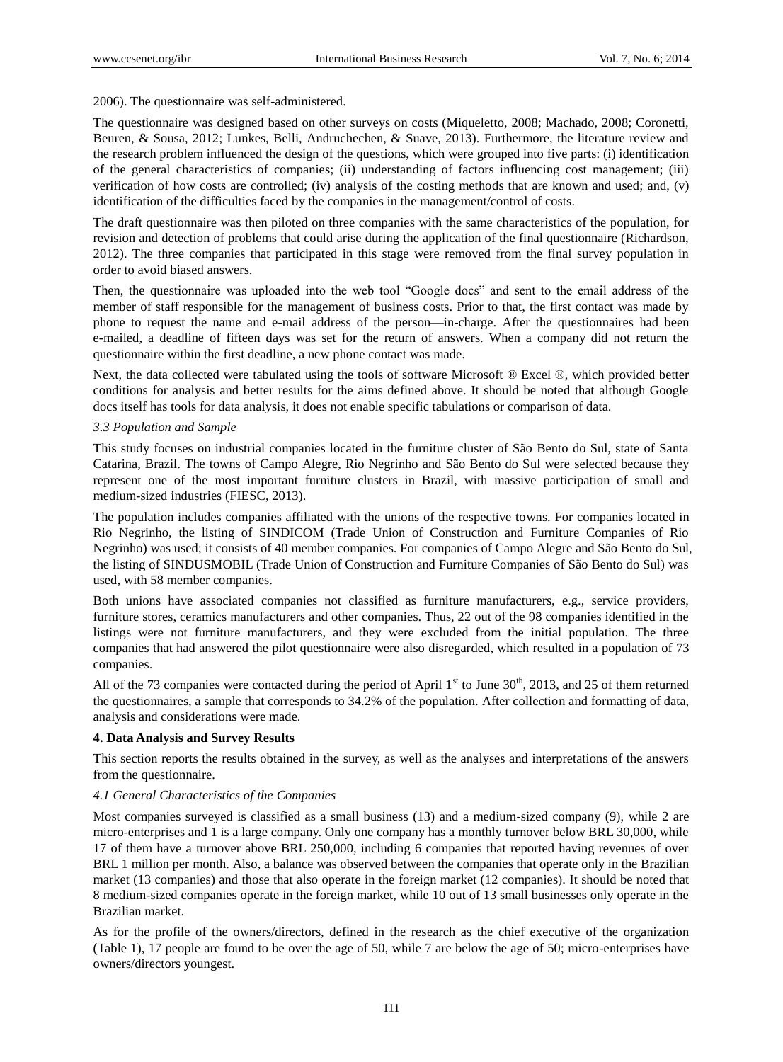2006). The questionnaire was self-administered.

The questionnaire was designed based on other surveys on costs (Miqueletto, 2008; Machado, 2008; Coronetti, Beuren, & Sousa, 2012; Lunkes, Belli, Andruchechen, & Suave, 2013). Furthermore, the literature review and the research problem influenced the design of the questions, which were grouped into five parts: (i) identification of the general characteristics of companies; (ii) understanding of factors influencing cost management; (iii) verification of how costs are controlled; (iv) analysis of the costing methods that are known and used; and, (v) identification of the difficulties faced by the companies in the management/control of costs.

The draft questionnaire was then piloted on three companies with the same characteristics of the population, for revision and detection of problems that could arise during the application of the final questionnaire (Richardson, 2012). The three companies that participated in this stage were removed from the final survey population in order to avoid biased answers.

Then, the questionnaire was uploaded into the web tool "Google docs" and sent to the email address of the member of staff responsible for the management of business costs. Prior to that, the first contact was made by phone to request the name and e-mail address of the person—in-charge. After the questionnaires had been e-mailed, a deadline of fifteen days was set for the return of answers. When a company did not return the questionnaire within the first deadline, a new phone contact was made.

Next, the data collected were tabulated using the tools of software Microsoft ® Excel ®, which provided better conditions for analysis and better results for the aims defined above. It should be noted that although Google docs itself has tools for data analysis, it does not enable specific tabulations or comparison of data.

### *3.3 Population and Sample*

This study focuses on industrial companies located in the furniture cluster of São Bento do Sul, state of Santa Catarina, Brazil. The towns of Campo Alegre, Rio Negrinho and São Bento do Sul were selected because they represent one of the most important furniture clusters in Brazil, with massive participation of small and medium-sized industries (FIESC, 2013).

The population includes companies affiliated with the unions of the respective towns. For companies located in Rio Negrinho, the listing of SINDICOM (Trade Union of Construction and Furniture Companies of Rio Negrinho) was used; it consists of 40 member companies. For companies of Campo Alegre and São Bento do Sul, the listing of SINDUSMOBIL (Trade Union of Construction and Furniture Companies of São Bento do Sul) was used, with 58 member companies.

Both unions have associated companies not classified as furniture manufacturers, e.g., service providers, furniture stores, ceramics manufacturers and other companies. Thus, 22 out of the 98 companies identified in the listings were not furniture manufacturers, and they were excluded from the initial population. The three companies that had answered the pilot questionnaire were also disregarded, which resulted in a population of 73 companies.

All of the 73 companies were contacted during the period of April 1st to June 30th, 2013, and 25 of them returned the questionnaires, a sample that corresponds to 34.2% of the population. After collection and formatting of data, analysis and considerations were made.

## **4. Data Analysis and Survey Results**

This section reports the results obtained in the survey, as well as the analyses and interpretations of the answers from the questionnaire.

### *4.1 General Characteristics of the Companies*

Most companies surveyed is classified as a small business (13) and a medium-sized company (9), while 2 are micro-enterprises and 1 is a large company. Only one company has a monthly turnover below BRL 30,000, while 17 of them have a turnover above BRL 250,000, including 6 companies that reported having revenues of over BRL 1 million per month. Also, a balance was observed between the companies that operate only in the Brazilian market (13 companies) and those that also operate in the foreign market (12 companies). It should be noted that 8 medium-sized companies operate in the foreign market, while 10 out of 13 small businesses only operate in the Brazilian market.

As for the profile of the owners/directors, defined in the research as the chief executive of the organization (Table 1), 17 people are found to be over the age of 50, while 7 are below the age of 50; micro-enterprises have owners/directors youngest.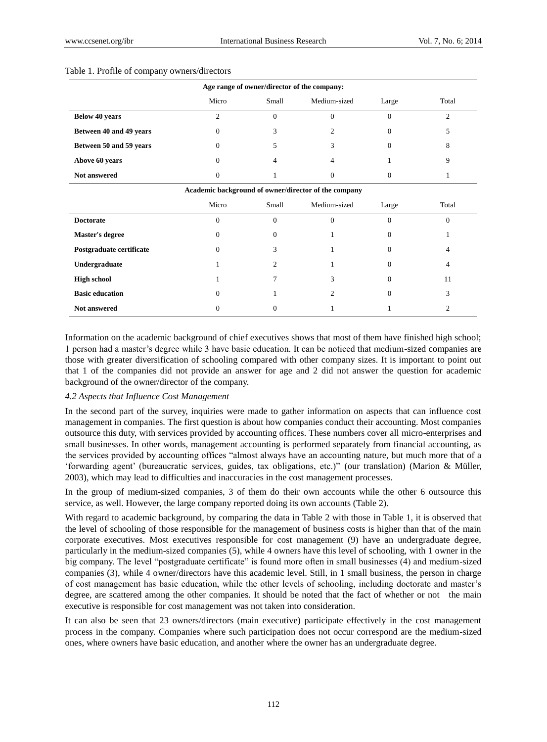Table 1. Profile of company owners/directors

| Age range of owner/director of the company: | | | | | |
|---|---|---|---|---|---|
| | Micro | Small | Medium-sized | Large | Total |
| **Below 40 years** | 2 | 0 | 0 | 0 | 2 |
| **Between 40 and 49 years** | 0 | 3 | 2 | 0 | 5 |
| **Between 50 and 59 years** | 0 | 5 | 3 | 0 | 8 |
| **Above 60 years** | 0 | 4 | 4 | 1 | 9 |
| **Not answered** | 0 | 1 | 0 | 0 | 1 |
| **Academic background of owner/director of the company** | | | | | |
| | Micro | Small | Medium-sized | Large | Total |
| **Doctorate** | 0 | 0 | 0 | 0 | 0 |
| **Master's degree** | 0 | 0 | 1 | 0 | 1 |
| **Postgraduate certificate** | 0 | 3 | 1 | 0 | 4 |
| **Undergraduate** | 1 | 2 | 1 | 0 | 4 |
| **High school** | 1 | 7 | 3 | 0 | 11 |
| **Basic education** | 0 | 1 | 2 | 0 | 3 |
| **Not answered** | 0 | 0 | 1 | 1 | 2 |

Information on the academic background of chief executives shows that most of them have finished high school; 1 person had a master's degree while 3 have basic education. It can be noticed that medium-sized companies are those with greater diversification of schooling compared with other company sizes. It is important to point out that 1 of the companies did not provide an answer for age and 2 did not answer the question for academic background of the owner/director of the company.

### *4.2 Aspects that Influence Cost Management*

In the second part of the survey, inquiries were made to gather information on aspects that can influence cost management in companies. The first question is about how companies conduct their accounting. Most companies outsource this duty, with services provided by accounting offices. These numbers cover all micro-enterprises and small businesses. In other words, management accounting is performed separately from financial accounting, as the services provided by accounting offices "almost always have an accounting nature, but much more that of a 'forwarding agent' (bureaucratic services, guides, tax obligations, etc.)" (our translation) (Marion & Müller, 2003), which may lead to difficulties and inaccuracies in the cost management processes.

In the group of medium-sized companies, 3 of them do their own accounts while the other 6 outsource this service, as well. However, the large company reported doing its own accounts (Table 2).

With regard to academic background, by comparing the data in Table 2 with those in Table 1, it is observed that the level of schooling of those responsible for the management of business costs is higher than that of the main corporate executives. Most executives responsible for cost management (9) have an undergraduate degree, particularly in the medium-sized companies (5), while 4 owners have this level of schooling, with 1 owner in the big company. The level "postgraduate certificate" is found more often in small businesses (4) and medium-sized companies (3), while 4 owner/directors have this academic level. Still, in 1 small business, the person in charge of cost management has basic education, while the other levels of schooling, including doctorate and master's degree, are scattered among the other companies. It should be noted that the fact of whether or not the main executive is responsible for cost management was not taken into consideration.

It can also be seen that 23 owners/directors (main executive) participate effectively in the cost management process in the company. Companies where such participation does not occur correspond are the medium-sized ones, where owners have basic education, and another where the owner has an undergraduate degree.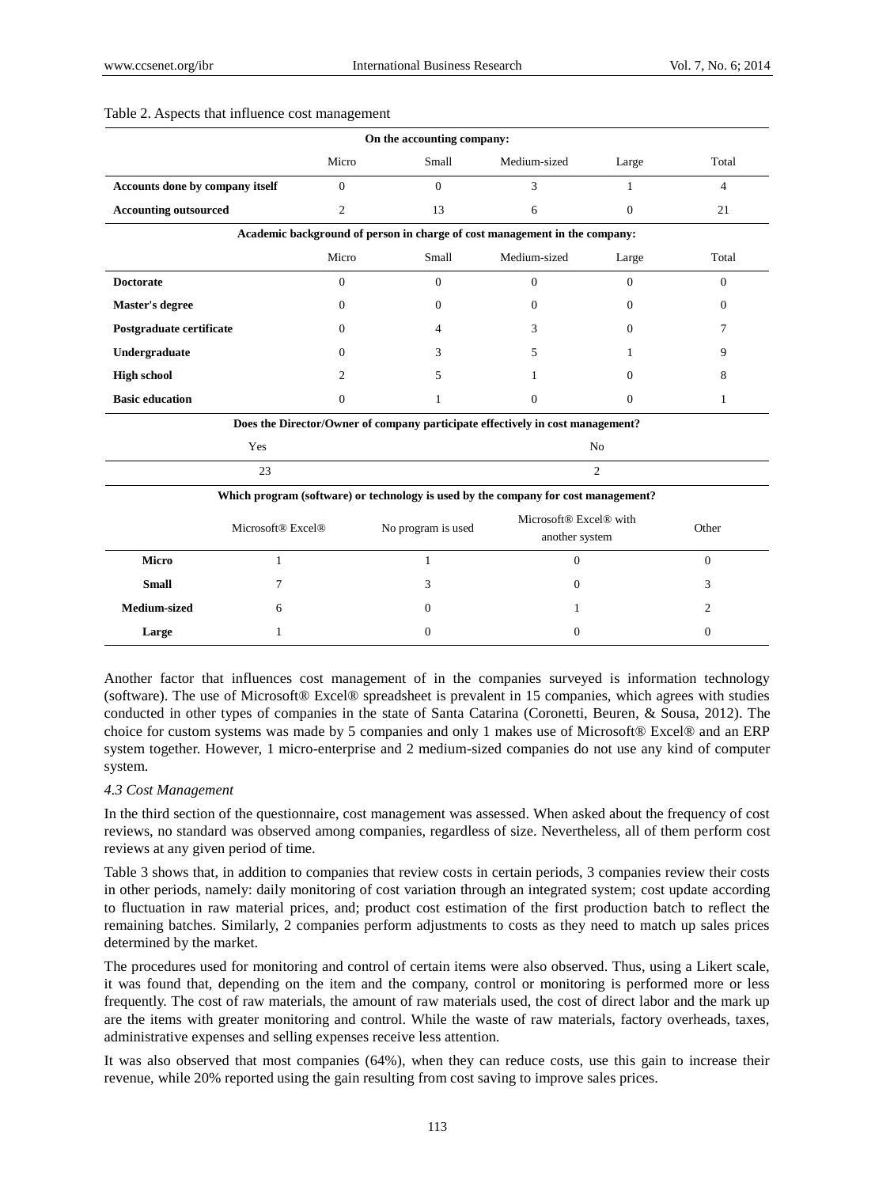Table 2. Aspects that influence cost management

| On the accounting company: | | | | | |
|---|---|---|---|---|---|
| | Micro | Small | Medium-sized | Large | Total |
| **Accounts done by company itself** | 0 | 0 | 3 | 1 | 4 |
| **Accounting outsourced** | 2 | 13 | 6 | 0 | 21 |
| **Academic background of person in charge of cost management in the company:** | | | | | |
| | Micro | Small | Medium-sized | Large | Total |
| **Doctorate** | 0 | 0 | 0 | 0 | 0 |
| **Master's degree** | 0 | 0 | 0 | 0 | 0 |
| **Postgraduate certificate** | 0 | 4 | 3 | 0 | 7 |
| **Undergraduate** | 0 | 3 | 5 | 1 | 9 |
| **High school** | 2 | 5 | 1 | 0 | 8 |
| **Basic education** | 0 | 1 | 0 | 0 | 1 |

| Does the Director/Owner of company participate effectively in cost management? | |
|---|---|
| Yes | No |
| 23 | 2 |

| Which program (software) or technology is used by the company for cost management? | | | | |
|---|---|---|---|---|
| | Microsoft® Excel® | No program is used | Microsoft® Excel® with another system | Other |
| **Micro** | 1 | 1 | 0 | 0 |
| **Small** | 7 | 3 | 0 | 3 |
| **Medium-sized** | 6 | 0 | 1 | 2 |
| **Large** | 1 | 0 | 0 | 0 |

Another factor that influences cost management of in the companies surveyed is information technology (software). The use of Microsoft® Excel® spreadsheet is prevalent in 15 companies, which agrees with studies conducted in other types of companies in the state of Santa Catarina (Coronetti, Beuren, & Sousa, 2012). The choice for custom systems was made by 5 companies and only 1 makes use of Microsoft® Excel® and an ERP system together. However, 1 micro-enterprise and 2 medium-sized companies do not use any kind of computer system.

### *4.3 Cost Management*

In the third section of the questionnaire, cost management was assessed. When asked about the frequency of cost reviews, no standard was observed among companies, regardless of size. Nevertheless, all of them perform cost reviews at any given period of time.

Table 3 shows that, in addition to companies that review costs in certain periods, 3 companies review their costs in other periods, namely: daily monitoring of cost variation through an integrated system; cost update according to fluctuation in raw material prices, and; product cost estimation of the first production batch to reflect the remaining batches. Similarly, 2 companies perform adjustments to costs as they need to match up sales prices determined by the market.

The procedures used for monitoring and control of certain items were also observed. Thus, using a Likert scale, it was found that, depending on the item and the company, control or monitoring is performed more or less frequently. The cost of raw materials, the amount of raw materials used, the cost of direct labor and the mark up are the items with greater monitoring and control. While the waste of raw materials, factory overheads, taxes, administrative expenses and selling expenses receive less attention.

It was also observed that most companies (64%), when they can reduce costs, use this gain to increase their revenue, while 20% reported using the gain resulting from cost saving to improve sales prices.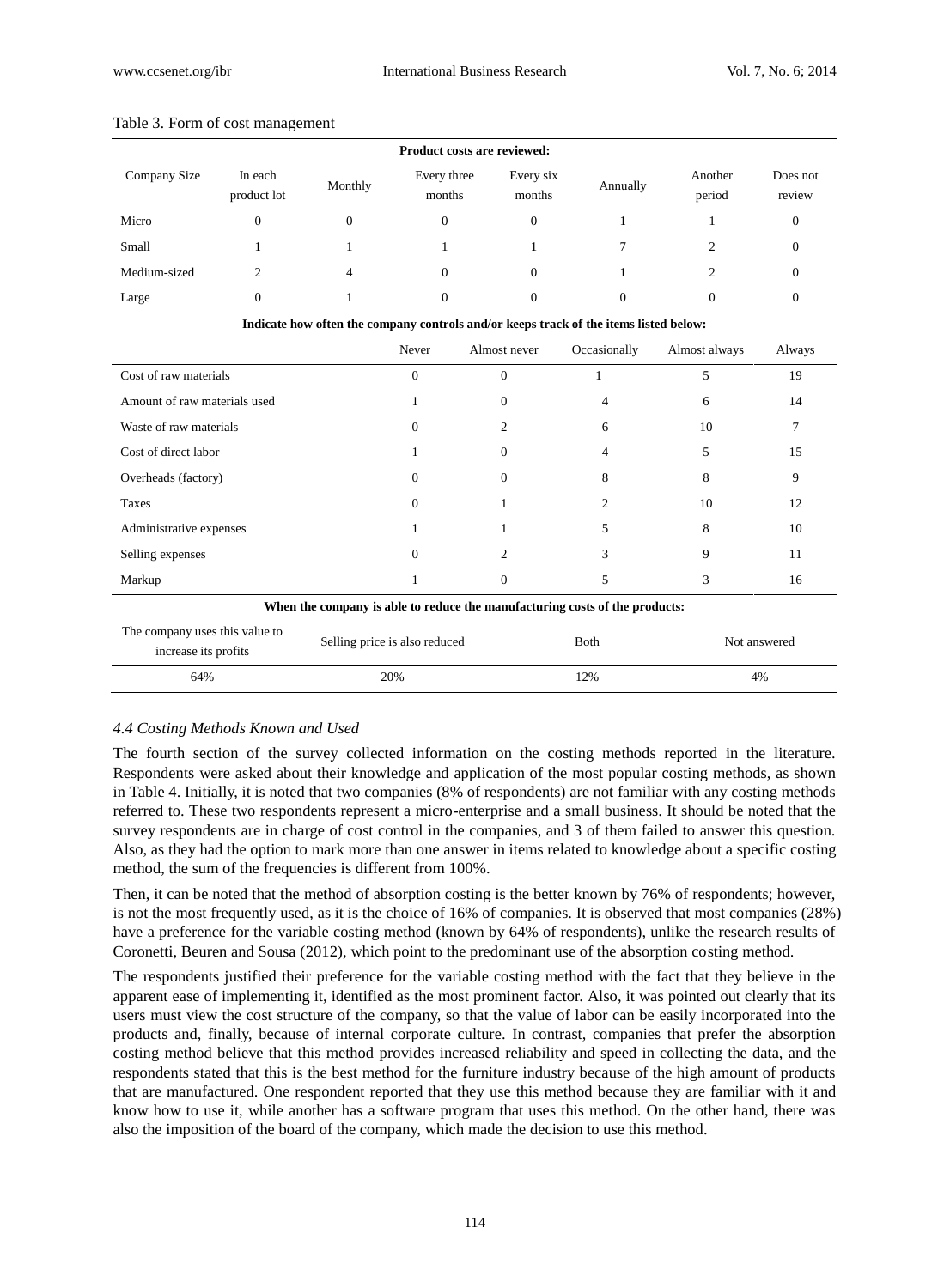Table 3. Form of cost management

| Product costs are reviewed: | | | | | | | |
|---|---|---|---|---|---|---|---|
| Company Size | In each product lot | Monthly | Every three months | Every six months | Annually | Another period | Does not review |
| Micro | 0 | 0 | 0 | 0 | 1 | 1 | 0 |
| Small | 1 | 1 | 1 | 1 | 7 | 2 | 0 |
| Medium-sized | 2 | 4 | 0 | 0 | 1 | 2 | 0 |
| Large | 0 | 1 | 0 | 0 | 0 | 0 | 0 |

| Indicate how often the company controls and/or keeps track of the items listed below: | | | | | |
|---|---|---|---|---|---|
| | Never | Almost never | Occasionally | Almost always | Always |
| Cost of raw materials | 0 | 0 | 1 | 5 | 19 |
| Amount of raw materials used | 1 | 0 | 4 | 6 | 14 |
| Waste of raw materials | 0 | 2 | 6 | 10 | 7 |
| Cost of direct labor | 1 | 0 | 4 | 5 | 15 |
| Overheads (factory) | 0 | 0 | 8 | 8 | 9 |
| Taxes | 0 | 1 | 2 | 10 | 12 |
| Administrative expenses | 1 | 1 | 5 | 8 | 10 |
| Selling expenses | 0 | 2 | 3 | 9 | 11 |
| Markup | 1 | 0 | 5 | 3 | 16 |

| When the company is able to reduce the manufacturing costs of the products: | | | |
|---|---|---|---|
| The company uses this value to increase its profits | Selling price is also reduced | Both | Not answered |
| 64% | 20% | 12% | 4% |

### *4.4 Costing Methods Known and Used*

The fourth section of the survey collected information on the costing methods reported in the literature. Respondents were asked about their knowledge and application of the most popular costing methods, as shown in Table 4. Initially, it is noted that two companies (8% of respondents) are not familiar with any costing methods referred to. These two respondents represent a micro-enterprise and a small business. It should be noted that the survey respondents are in charge of cost control in the companies, and 3 of them failed to answer this question. Also, as they had the option to mark more than one answer in items related to knowledge about a specific costing method, the sum of the frequencies is different from 100%.

Then, it can be noted that the method of absorption costing is the better known by 76% of respondents; however, is not the most frequently used, as it is the choice of 16% of companies. It is observed that most companies (28%) have a preference for the variable costing method (known by 64% of respondents), unlike the research results of Coronetti, Beuren and Sousa (2012), which point to the predominant use of the absorption costing method.

The respondents justified their preference for the variable costing method with the fact that they believe in the apparent ease of implementing it, identified as the most prominent factor. Also, it was pointed out clearly that its users must view the cost structure of the company, so that the value of labor can be easily incorporated into the products and, finally, because of internal corporate culture. In contrast, companies that prefer the absorption costing method believe that this method provides increased reliability and speed in collecting the data, and the respondents stated that this is the best method for the furniture industry because of the high amount of products that are manufactured. One respondent reported that they use this method because they are familiar with it and know how to use it, while another has a software program that uses this method. On the other hand, there was also the imposition of the board of the company, which made the decision to use this method.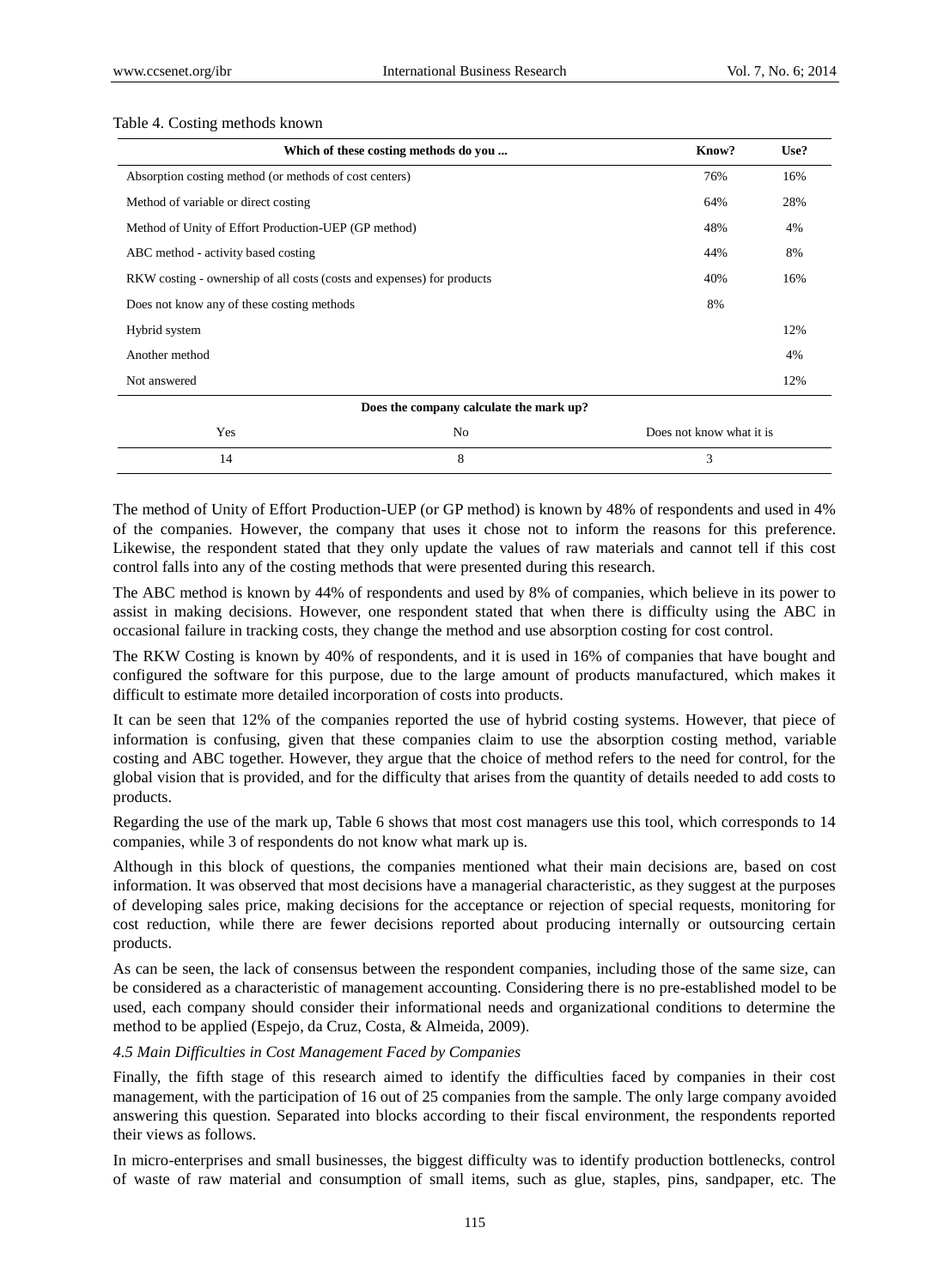Table 4. Costing methods known

| Which of these costing methods do you ... | Know? | Use? |
|---|---|---|
| Absorption costing method (or methods of cost centers) | 76% | 16% |
| Method of variable or direct costing | 64% | 28% |
| Method of Unity of Effort Production-UEP (GP method) | 48% | 4% |
| ABC method - activity based costing | 44% | 8% |
| RKW costing - ownership of all costs (costs and expenses) for products | 40% | 16% |
| Does not know any of these costing methods | 8% | |
| Hybrid system | | 12% |
| Another method | | 4% |
| Not answered | | 12% |

| Does the company calculate the mark up? | | |
|---|---|---|
| Yes | No | Does not know what it is |
| 14 | 8 | 3 |

The method of Unity of Effort Production-UEP (or GP method) is known by 48% of respondents and used in 4% of the companies. However, the company that uses it chose not to inform the reasons for this preference. Likewise, the respondent stated that they only update the values of raw materials and cannot tell if this cost control falls into any of the costing methods that were presented during this research.

The ABC method is known by 44% of respondents and used by 8% of companies, which believe in its power to assist in making decisions. However, one respondent stated that when there is difficulty using the ABC in occasional failure in tracking costs, they change the method and use absorption costing for cost control.

The RKW Costing is known by 40% of respondents, and it is used in 16% of companies that have bought and configured the software for this purpose, due to the large amount of products manufactured, which makes it difficult to estimate more detailed incorporation of costs into products.

It can be seen that 12% of the companies reported the use of hybrid costing systems. However, that piece of information is confusing, given that these companies claim to use the absorption costing method, variable costing and ABC together. However, they argue that the choice of method refers to the need for control, for the global vision that is provided, and for the difficulty that arises from the quantity of details needed to add costs to products.

Regarding the use of the mark up, Table 6 shows that most cost managers use this tool, which corresponds to 14 companies, while 3 of respondents do not know what mark up is.

Although in this block of questions, the companies mentioned what their main decisions are, based on cost information. It was observed that most decisions have a managerial characteristic, as they suggest at the purposes of developing sales price, making decisions for the acceptance or rejection of special requests, monitoring for cost reduction, while there are fewer decisions reported about producing internally or outsourcing certain products.

As can be seen, the lack of consensus between the respondent companies, including those of the same size, can be considered as a characteristic of management accounting. Considering there is no pre-established model to be used, each company should consider their informational needs and organizational conditions to determine the method to be applied (Espejo, da Cruz, Costa, & Almeida, 2009).

### *4.5 Main Difficulties in Cost Management Faced by Companies*

Finally, the fifth stage of this research aimed to identify the difficulties faced by companies in their cost management, with the participation of 16 out of 25 companies from the sample. The only large company avoided answering this question. Separated into blocks according to their fiscal environment, the respondents reported their views as follows.

In micro-enterprises and small businesses, the biggest difficulty was to identify production bottlenecks, control of waste of raw material and consumption of small items, such as glue, staples, pins, sandpaper, etc. The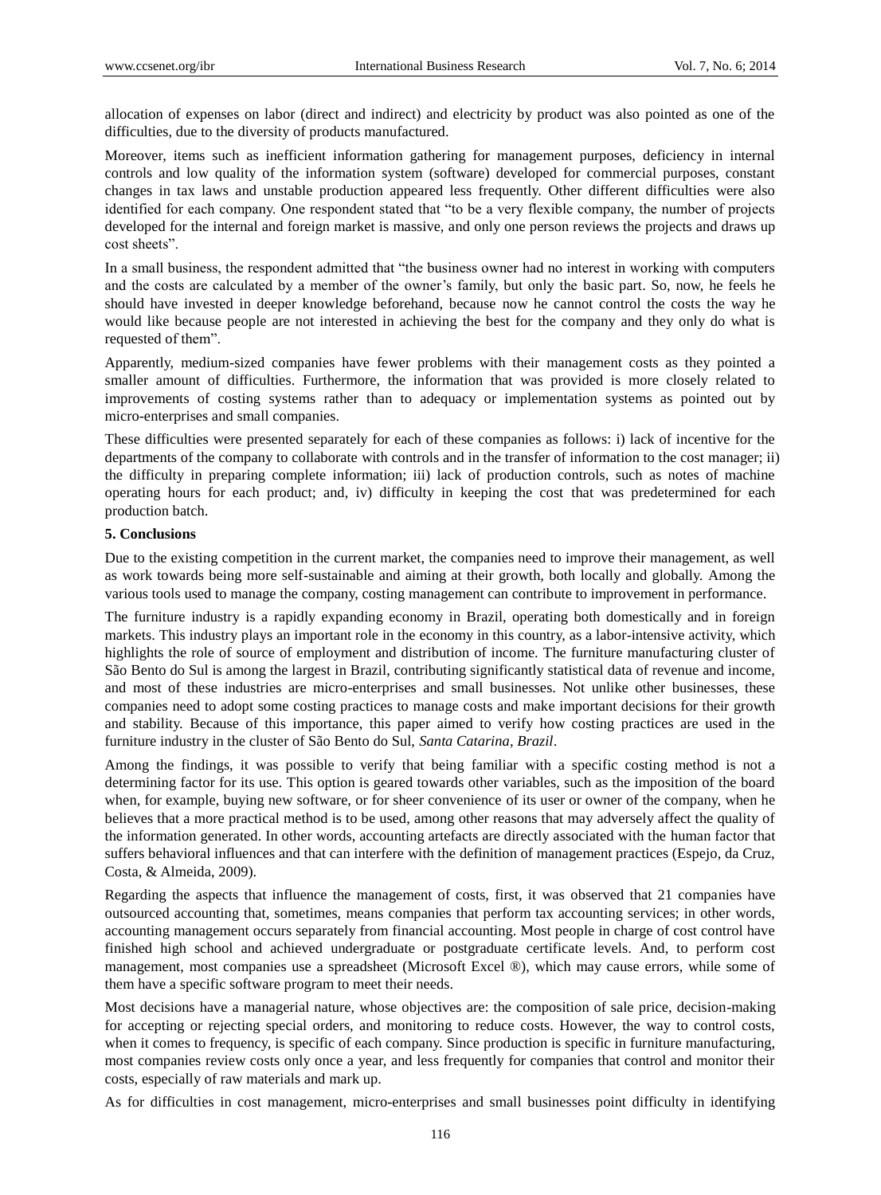allocation of expenses on labor (direct and indirect) and electricity by product was also pointed as one of the difficulties, due to the diversity of products manufactured.

Moreover, items such as inefficient information gathering for management purposes, deficiency in internal controls and low quality of the information system (software) developed for commercial purposes, constant changes in tax laws and unstable production appeared less frequently. Other different difficulties were also identified for each company. One respondent stated that "to be a very flexible company, the number of projects developed for the internal and foreign market is massive, and only one person reviews the projects and draws up cost sheets".

In a small business, the respondent admitted that "the business owner had no interest in working with computers and the costs are calculated by a member of the owner's family, but only the basic part. So, now, he feels he should have invested in deeper knowledge beforehand, because now he cannot control the costs the way he would like because people are not interested in achieving the best for the company and they only do what is requested of them".

Apparently, medium-sized companies have fewer problems with their management costs as they pointed a smaller amount of difficulties. Furthermore, the information that was provided is more closely related to improvements of costing systems rather than to adequacy or implementation systems as pointed out by micro-enterprises and small companies.

These difficulties were presented separately for each of these companies as follows: i) lack of incentive for the departments of the company to collaborate with controls and in the transfer of information to the cost manager; ii) the difficulty in preparing complete information; iii) lack of production controls, such as notes of machine operating hours for each product; and, iv) difficulty in keeping the cost that was predetermined for each production batch.

## 5. Conclusions

Due to the existing competition in the current market, the companies need to improve their management, as well as work towards being more self-sustainable and aiming at their growth, both locally and globally. Among the various tools used to manage the company, costing management can contribute to improvement in performance.

The furniture industry is a rapidly expanding economy in Brazil, operating both domestically and in foreign markets. This industry plays an important role in the economy in this country, as a labor-intensive activity, which highlights the role of source of employment and distribution of income. The furniture manufacturing cluster of São Bento do Sul is among the largest in Brazil, contributing significantly statistical data of revenue and income, and most of these industries are micro-enterprises and small businesses. Not unlike other businesses, these companies need to adopt some costing practices to manage costs and make important decisions for their growth and stability. Because of this importance, this paper aimed to verify how costing practices are used in the furniture industry in the cluster of São Bento do Sul, *Santa Catarina, Brazil*.

Among the findings, it was possible to verify that being familiar with a specific costing method is not a determining factor for its use. This option is geared towards other variables, such as the imposition of the board when, for example, buying new software, or for sheer convenience of its user or owner of the company, when he believes that a more practical method is to be used, among other reasons that may adversely affect the quality of the information generated. In other words, accounting artefacts are directly associated with the human factor that suffers behavioral influences and that can interfere with the definition of management practices (Espejo, da Cruz, Costa, & Almeida, 2009).

Regarding the aspects that influence the management of costs, first, it was observed that 21 companies have outsourced accounting that, sometimes, means companies that perform tax accounting services; in other words, accounting management occurs separately from financial accounting. Most people in charge of cost control have finished high school and achieved undergraduate or postgraduate certificate levels. And, to perform cost management, most companies use a spreadsheet (Microsoft Excel ®), which may cause errors, while some of them have a specific software program to meet their needs.

Most decisions have a managerial nature, whose objectives are: the composition of sale price, decision-making for accepting or rejecting special orders, and monitoring to reduce costs. However, the way to control costs, when it comes to frequency, is specific of each company. Since production is specific in furniture manufacturing, most companies review costs only once a year, and less frequently for companies that control and monitor their costs, especially of raw materials and mark up.

As for difficulties in cost management, micro-enterprises and small businesses point difficulty in identifying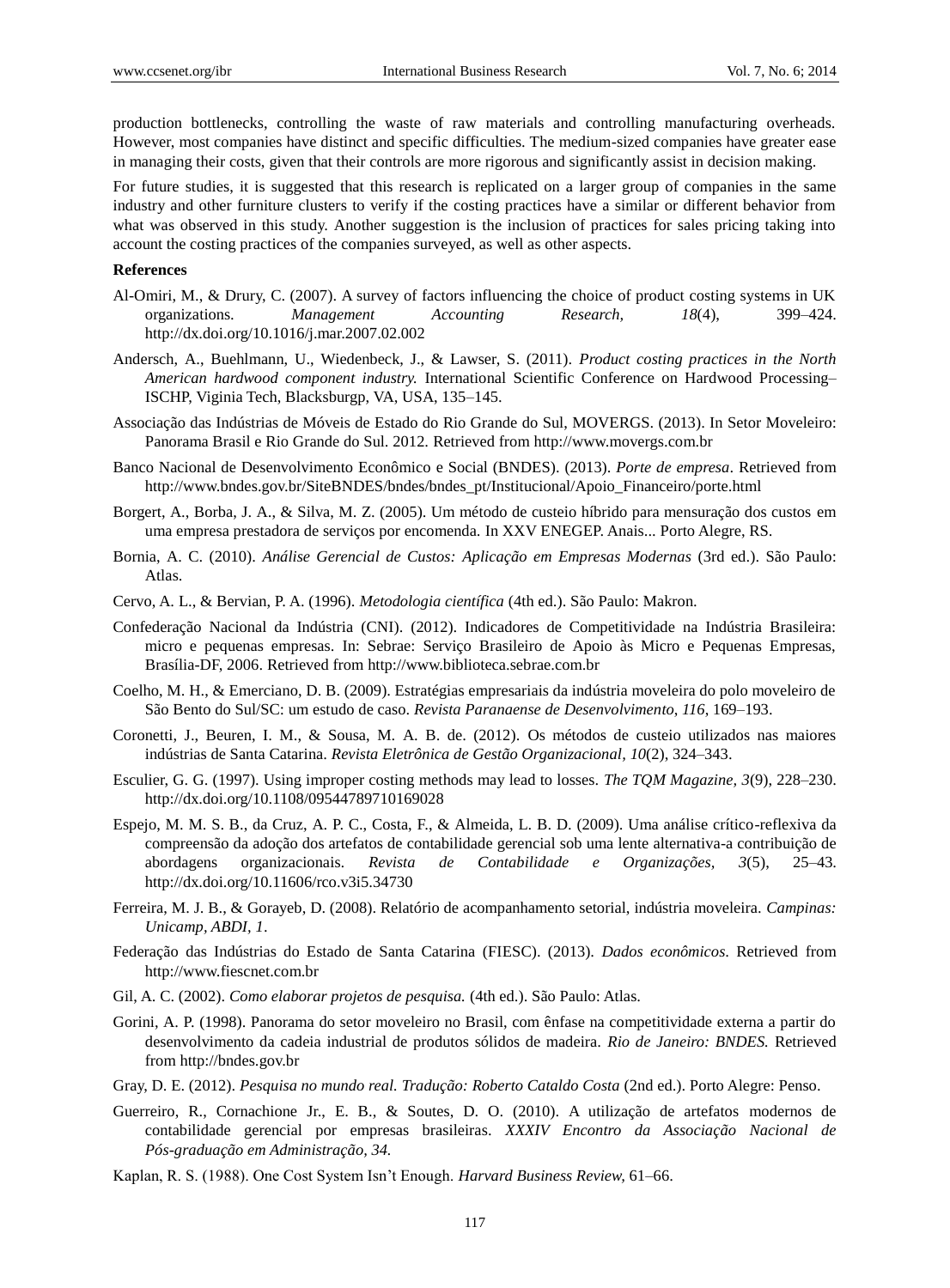production bottlenecks, controlling the waste of raw materials and controlling manufacturing overheads. However, most companies have distinct and specific difficulties. The medium-sized companies have greater ease in managing their costs, given that their controls are more rigorous and significantly assist in decision making.

For future studies, it is suggested that this research is replicated on a larger group of companies in the same industry and other furniture clusters to verify if the costing practices have a similar or different behavior from what was observed in this study. Another suggestion is the inclusion of practices for sales pricing taking into account the costing practices of the companies surveyed, as well as other aspects.

**References**

Al-Omiri, M., & Drury, C. (2007). A survey of factors influencing the choice of product costing systems in UK organizations. *Management Accounting Research, 18*(4), 399–424. http://dx.doi.org/10.1016/j.mar.2007.02.002

Andersch, A., Buehlmann, U., Wiedenbeck, J., & Lawser, S. (2011). *Product costing practices in the North American hardwood component industry.* International Scientific Conference on Hardwood Processing–ISCHP, Viginia Tech, Blacksburgp, VA, USA, 135–145.

Associação das Indústrias de Móveis de Estado do Rio Grande do Sul, MOVERGS. (2013). In Setor Moveleiro: Panorama Brasil e Rio Grande do Sul. 2012. Retrieved from http://www.movergs.com.br

Banco Nacional de Desenvolvimento Econômico e Social (BNDES). (2013). *Porte de empresa*. Retrieved from http://www.bndes.gov.br/SiteBNDES/bndes/bndes_pt/Institucional/Apoio_Financeiro/porte.html

Borgert, A., Borba, J. A., & Silva, M. Z. (2005). Um método de custeio híbrido para mensuração dos custos em uma empresa prestadora de serviços por encomenda. In XXV ENEGEP. Anais... Porto Alegre, RS.

Bornia, A. C. (2010). *Análise Gerencial de Custos: Aplicação em Empresas Modernas* (3rd ed.). São Paulo: Atlas.

Cervo, A. L., & Bervian, P. A. (1996). *Metodologia científica* (4th ed.). São Paulo: Makron.

Confederação Nacional da Indústria (CNI). (2012). Indicadores de Competitividade na Indústria Brasileira: micro e pequenas empresas. In: Sebrae: Serviço Brasileiro de Apoio às Micro e Pequenas Empresas, Brasília-DF, 2006. Retrieved from http://www.biblioteca.sebrae.com.br

Coelho, M. H., & Emerciano, D. B. (2009). Estratégias empresariais da indústria moveleira do polo moveleiro de São Bento do Sul/SC: um estudo de caso. *Revista Paranaense de Desenvolvimento*, *116*, 169–193.

Coronetti, J., Beuren, I. M., & Sousa, M. A. B. de. (2012). Os métodos de custeio utilizados nas maiores indústrias de Santa Catarina. *Revista Eletrônica de Gestão Organizacional, 10*(2), 324–343.

Esculier, G. G. (1997). Using improper costing methods may lead to losses. *The TQM Magazine, 3*(9), 228–230. http://dx.doi.org/10.1108/09544789710169028

Espejo, M. M. S. B., da Cruz, A. P. C., Costa, F., & Almeida, L. B. D. (2009). Uma análise crítico-reflexiva da compreensão da adoção dos artefatos de contabilidade gerencial sob uma lente alternativa-a contribuição de abordagens organizacionais. *Revista de Contabilidade e Organizações, 3*(5), 25–43. http://dx.doi.org/10.11606/rco.v3i5.34730

Ferreira, M. J. B., & Gorayeb, D. (2008). Relatório de acompanhamento setorial, indústria moveleira. *Campinas: Unicamp, ABDI, 1*.

Federação das Indústrias do Estado de Santa Catarina (FIESC). (2013). *Dados econômicos.* Retrieved from http://www.fiescnet.com.br

Gil, A. C. (2002). *Como elaborar projetos de pesquisa.* (4th ed.). São Paulo: Atlas.

Gorini, A. P. (1998). Panorama do setor moveleiro no Brasil, com ênfase na competitividade externa a partir do desenvolvimento da cadeia industrial de produtos sólidos de madeira. *Rio de Janeiro: BNDES.* Retrieved from http://bndes.gov.br

Gray, D. E. (2012). *Pesquisa no mundo real. Tradução: Roberto Cataldo Costa* (2nd ed.). Porto Alegre: Penso.

Guerreiro, R., Cornachione Jr., E. B., & Soutes, D. O. (2010). A utilização de artefatos modernos de contabilidade gerencial por empresas brasileiras. *XXXIV Encontro da Associação Nacional de Pós-graduação em Administração, 34.*

Kaplan, R. S. (1988). One Cost System Isn't Enough. *Harvard Business Review,* 61–66.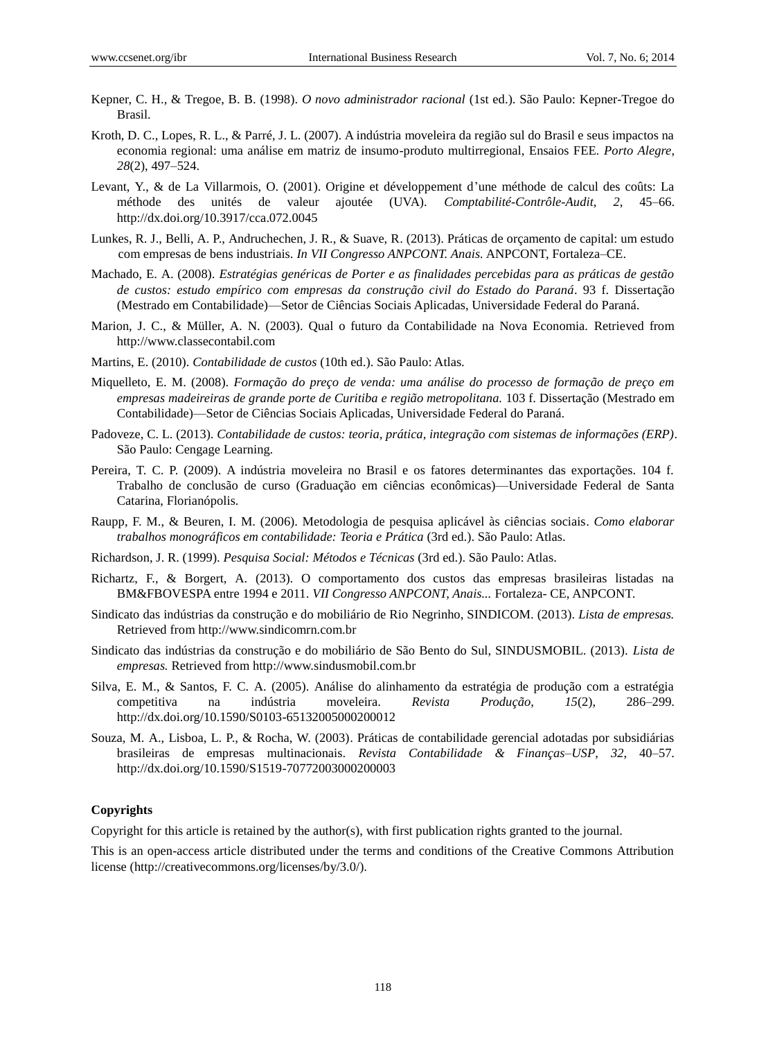Kepner, C. H., & Tregoe, B. B. (1998). *O novo administrador racional* (1st ed.). São Paulo: Kepner-Tregoe do Brasil.

Kroth, D. C., Lopes, R. L., & Parré, J. L. (2007). A indústria moveleira da região sul do Brasil e seus impactos na economia regional: uma análise em matriz de insumo-produto multirregional, Ensaios FEE. *Porto Alegre, 28*(2), 497–524.

Levant, Y., & de La Villarmois, O. (2001). Origine et développement d'une méthode de calcul des coûts: La méthode des unités de valeur ajoutée (UVA). *Comptabilité-Contrôle-Audit*, *2*, 45–66. http://dx.doi.org/10.3917/cca.072.0045

Lunkes, R. J., Belli, A. P., Andruchechen, J. R., & Suave, R. (2013). Práticas de orçamento de capital: um estudo com empresas de bens industriais. *In VII Congresso ANPCONT. Anais.* ANPCONT, Fortaleza–CE.

Machado, E. A. (2008). *Estratégias genéricas de Porter e as finalidades percebidas para as práticas de gestão de custos: estudo empírico com empresas da construção civil do Estado do Paraná*. 93 f. Dissertação (Mestrado em Contabilidade)—Setor de Ciências Sociais Aplicadas, Universidade Federal do Paraná.

Marion, J. C., & Müller, A. N. (2003). Qual o futuro da Contabilidade na Nova Economia. Retrieved from http://www.classecontabil.com

Martins, E. (2010). *Contabilidade de custos* (10th ed.). São Paulo: Atlas.

Miquelleto, E. M. (2008). *Formação do preço de venda: uma análise do processo de formação de preço em empresas madeireiras de grande porte de Curitiba e região metropolitana.* 103 f. Dissertação (Mestrado em Contabilidade)—Setor de Ciências Sociais Aplicadas, Universidade Federal do Paraná.

Padoveze, C. L. (2013). *Contabilidade de custos: teoria, prática, integração com sistemas de informações (ERP)*. São Paulo: Cengage Learning.

Pereira, T. C. P. (2009). A indústria moveleira no Brasil e os fatores determinantes das exportações. 104 f. Trabalho de conclusão de curso (Graduação em ciências econômicas)—Universidade Federal de Santa Catarina, Florianópolis.

Raupp, F. M., & Beuren, I. M. (2006). Metodologia de pesquisa aplicável às ciências sociais. *Como elaborar trabalhos monográficos em contabilidade: Teoria e Prática* (3rd ed.). São Paulo: Atlas.

Richardson, J. R. (1999). *Pesquisa Social: Métodos e Técnicas* (3rd ed.). São Paulo: Atlas.

Richartz, F., & Borgert, A. (2013). O comportamento dos custos das empresas brasileiras listadas na BM&FBOVESPA entre 1994 e 2011. *VII Congresso ANPCONT, Anais...* Fortaleza- CE, ANPCONT.

Sindicato das indústrias da construção e do mobiliário de Rio Negrinho, SINDICOM. (2013). *Lista de empresas.* Retrieved from http://www.sindicomrn.com.br

Sindicato das indústrias da construção e do mobiliário de São Bento do Sul, SINDUSMOBIL. (2013). *Lista de empresas.* Retrieved from http://www.sindusmobil.com.br

Silva, E. M., & Santos, F. C. A. (2005). Análise do alinhamento da estratégia de produção com a estratégia competitiva na indústria moveleira. *Revista Produção, 15*(2), 286–299. http://dx.doi.org/10.1590/S0103-65132005000200012

Souza, M. A., Lisboa, L. P., & Rocha, W. (2003). Práticas de contabilidade gerencial adotadas por subsidiárias brasileiras de empresas multinacionais. *Revista Contabilidade & Finanças–USP*, *32*, 40–57. http://dx.doi.org/10.1590/S1519-70772003000200003

**Copyrights**

Copyright for this article is retained by the author(s), with first publication rights granted to the journal.

This is an open-access article distributed under the terms and conditions of the Creative Commons Attribution license (http://creativecommons.org/licenses/by/3.0/).